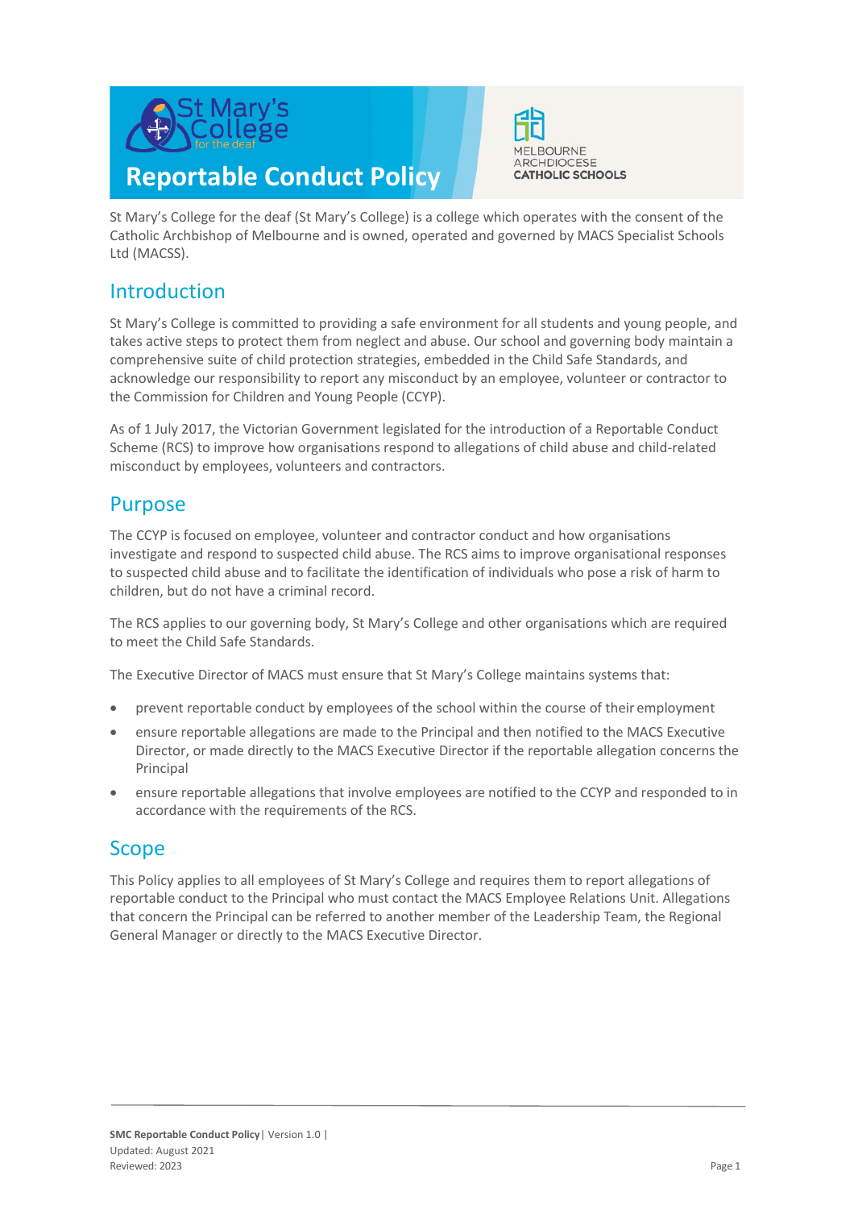# Reportable Conduct Policy

St Mary's College for the deaf (St Mary's College) is a college which operates with the consent of the Catholic Archbishop of Melbourne and is owned, operated and governed by MACS Specialist Schools Ltd (MACSS).

## Introduction

St Mary's College is committed to providing a safe environment for all students and young people, and takes active steps to protect them from neglect and abuse. Our school and governing body maintain a comprehensive suite of child protection strategies, embedded in the Child Safe Standards, and acknowledge our responsibility to report any misconduct by an employee, volunteer or contractor to the Commission for Children and Young People (CCYP).

As of 1 July 2017, the Victorian Government legislated for the introduction of a Reportable Conduct Scheme (RCS) to improve how organisations respond to allegations of child abuse and child-related misconduct by employees, volunteers and contractors.

## Purpose

The CCYP is focused on employee, volunteer and contractor conduct and how organisations investigate and respond to suspected child abuse. The RCS aims to improve organisational responses to suspected child abuse and to facilitate the identification of individuals who pose a risk of harm to children, but do not have a criminal record.

The RCS applies to our governing body, St Mary's College and other organisations which are required to meet the Child Safe Standards.

The Executive Director of MACS must ensure that St Mary's College maintains systems that:

- prevent reportable conduct by employees of the school within the course of their employment
- ensure reportable allegations are made to the Principal and then notified to the MACS Executive Director, or made directly to the MACS Executive Director if the reportable allegation concerns the Principal
- ensure reportable allegations that involve employees are notified to the CCYP and responded to in accordance with the requirements of the RCS.

## Scope

This Policy applies to all employees of St Mary's College and requires them to report allegations of reportable conduct to the Principal who must contact the MACS Employee Relations Unit. Allegations that concern the Principal can be referred to another member of the Leadership Team, the Regional General Manager or directly to the MACS Executive Director.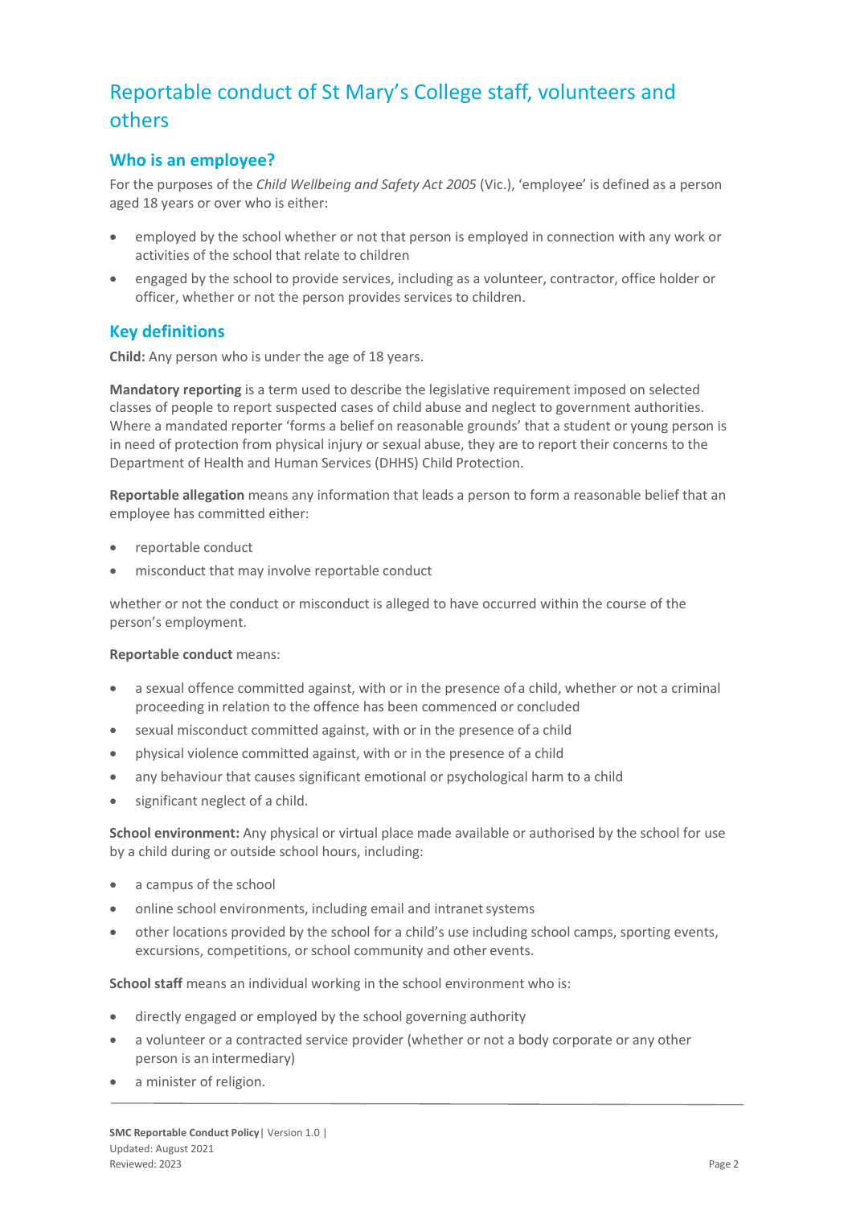# Reportable conduct of St Mary's College staff, volunteers and others

## Who is an employee?

For the purposes of the *Child Wellbeing and Safety Act 2005* (Vic.), 'employee' is defined as a person aged 18 years or over who is either:

- employed by the school whether or not that person is employed in connection with any work or activities of the school that relate to children
- engaged by the school to provide services, including as a volunteer, contractor, office holder or officer, whether or not the person provides services to children.

## Key definitions

**Child:** Any person who is under the age of 18 years.

**Mandatory reporting** is a term used to describe the legislative requirement imposed on selected classes of people to report suspected cases of child abuse and neglect to government authorities. Where a mandated reporter 'forms a belief on reasonable grounds' that a student or young person is in need of protection from physical injury or sexual abuse, they are to report their concerns to the Department of Health and Human Services (DHHS) Child Protection.

**Reportable allegation** means any information that leads a person to form a reasonable belief that an employee has committed either:

- reportable conduct
- misconduct that may involve reportable conduct

whether or not the conduct or misconduct is alleged to have occurred within the course of the person's employment.

**Reportable conduct** means:

- a sexual offence committed against, with or in the presence of a child, whether or not a criminal proceeding in relation to the offence has been commenced or concluded
- sexual misconduct committed against, with or in the presence of a child
- physical violence committed against, with or in the presence of a child
- any behaviour that causes significant emotional or psychological harm to a child
- significant neglect of a child.

**School environment:** Any physical or virtual place made available or authorised by the school for use by a child during or outside school hours, including:

- a campus of the school
- online school environments, including email and intranet systems
- other locations provided by the school for a child's use including school camps, sporting events, excursions, competitions, or school community and other events.

**School staff** means an individual working in the school environment who is:

- directly engaged or employed by the school governing authority
- a volunteer or a contracted service provider (whether or not a body corporate or any other person is an intermediary)
- a minister of religion.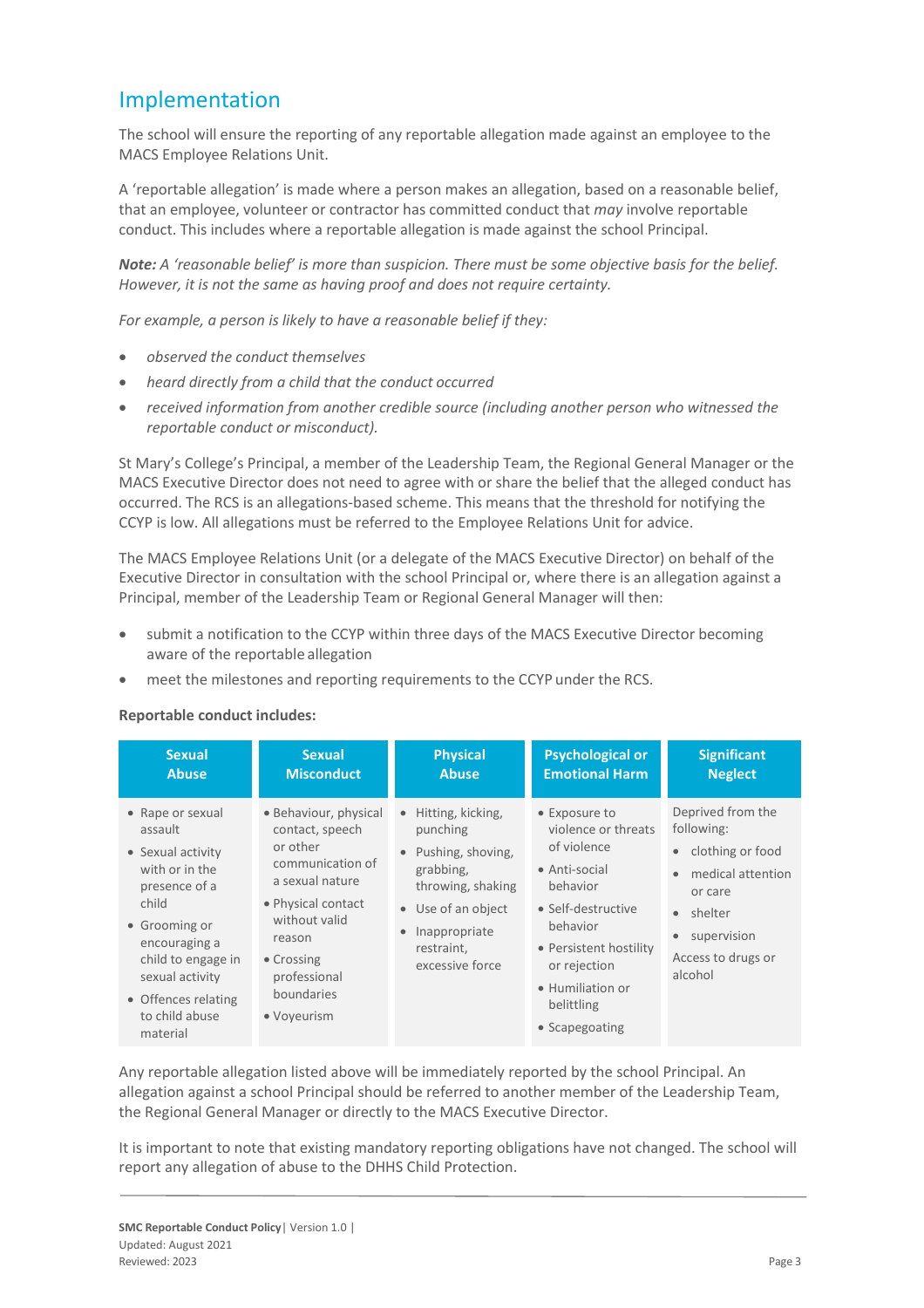## Implementation

The school will ensure the reporting of any reportable allegation made against an employee to the MACS Employee Relations Unit.

A 'reportable allegation' is made where a person makes an allegation, based on a reasonable belief, that an employee, volunteer or contractor has committed conduct that *may* involve reportable conduct. This includes where a reportable allegation is made against the school Principal.

***Note:*** *A 'reasonable belief' is more than suspicion. There must be some objective basis for the belief. However, it is not the same as having proof and does not require certainty.*

*For example, a person is likely to have a reasonable belief if they:*

- *observed the conduct themselves*
- *heard directly from a child that the conduct occurred*
- *received information from another credible source (including another person who witnessed the reportable conduct or misconduct).*

St Mary's College's Principal, a member of the Leadership Team, the Regional General Manager or the MACS Executive Director does not need to agree with or share the belief that the alleged conduct has occurred. The RCS is an allegations-based scheme. This means that the threshold for notifying the CCYP is low. All allegations must be referred to the Employee Relations Unit for advice.

The MACS Employee Relations Unit (or a delegate of the MACS Executive Director) on behalf of the Executive Director in consultation with the school Principal or, where there is an allegation against a Principal, member of the Leadership Team or Regional General Manager will then:

- submit a notification to the CCYP within three days of the MACS Executive Director becoming aware of the reportable allegation
- meet the milestones and reporting requirements to the CCYP under the RCS.

**Reportable conduct includes:**

| Sexual Abuse | Sexual Misconduct | Physical Abuse | Psychological or Emotional Harm | Significant Neglect |
|---|---|---|---|---|
| • Rape or sexual assault<br>• Sexual activity with or in the presence of a child<br>• Grooming or encouraging a child to engage in sexual activity<br>• Offences relating to child abuse material | • Behaviour, physical contact, speech or other communication of a sexual nature<br>• Physical contact without valid reason<br>• Crossing professional boundaries<br>• Voyeurism | • Hitting, kicking, punching<br>• Pushing, shoving, grabbing, throwing, shaking<br>• Use of an object<br>• Inappropriate restraint, excessive force | • Exposure to violence or threats of violence<br>• Anti-social behavior<br>• Self-destructive behavior<br>• Persistent hostility or rejection<br>• Humiliation or belittling<br>• Scapegoating | Deprived from the following:<br>• clothing or food<br>• medical attention or care<br>• shelter<br>• supervision<br>Access to drugs or alcohol |

Any reportable allegation listed above will be immediately reported by the school Principal. An allegation against a school Principal should be referred to another member of the Leadership Team, the Regional General Manager or directly to the MACS Executive Director.

It is important to note that existing mandatory reporting obligations have not changed. The school will report any allegation of abuse to the DHHS Child Protection.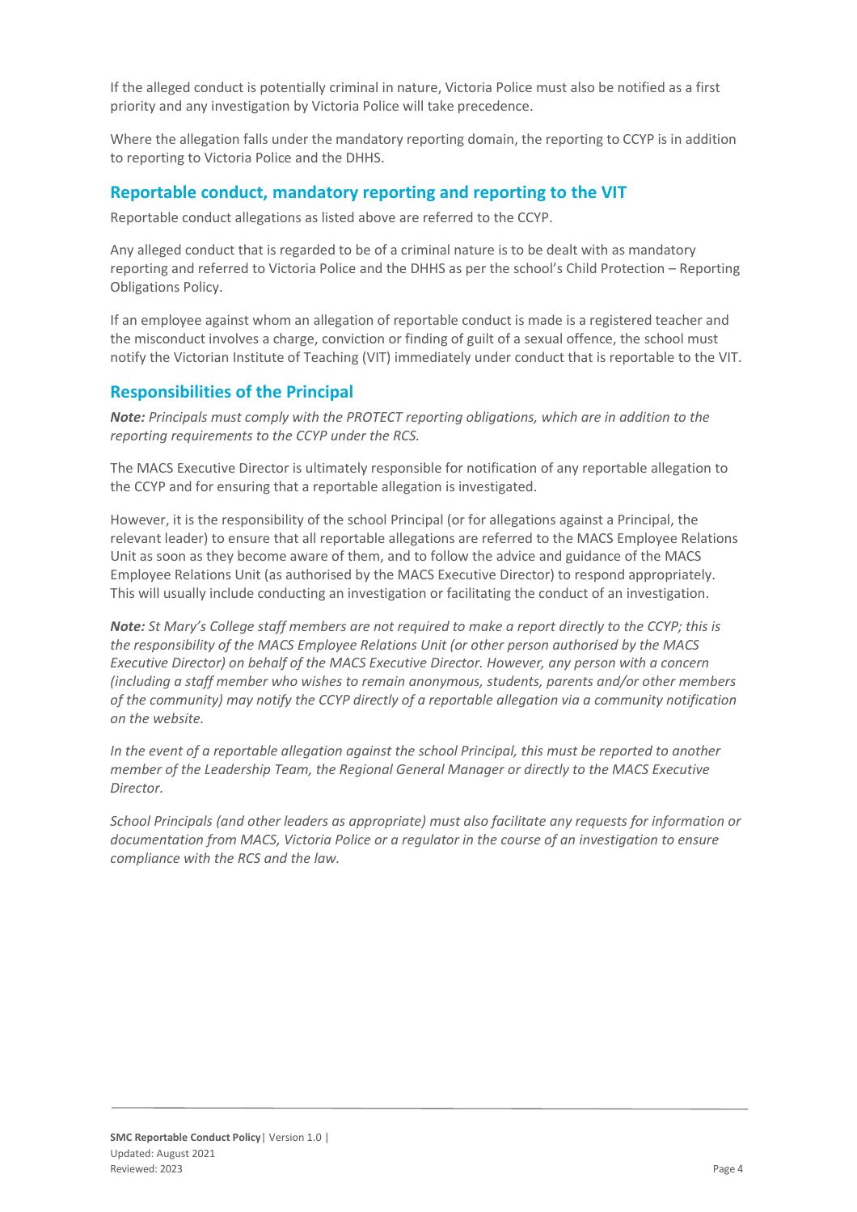If the alleged conduct is potentially criminal in nature, Victoria Police must also be notified as a first priority and any investigation by Victoria Police will take precedence.

Where the allegation falls under the mandatory reporting domain, the reporting to CCYP is in addition to reporting to Victoria Police and the DHHS.

## Reportable conduct, mandatory reporting and reporting to the VIT

Reportable conduct allegations as listed above are referred to the CCYP.

Any alleged conduct that is regarded to be of a criminal nature is to be dealt with as mandatory reporting and referred to Victoria Police and the DHHS as per the school's Child Protection – Reporting Obligations Policy.

If an employee against whom an allegation of reportable conduct is made is a registered teacher and the misconduct involves a charge, conviction or finding of guilt of a sexual offence, the school must notify the Victorian Institute of Teaching (VIT) immediately under conduct that is reportable to the VIT.

## Responsibilities of the Principal

***Note:*** *Principals must comply with the PROTECT reporting obligations, which are in addition to the reporting requirements to the CCYP under the RCS.*

The MACS Executive Director is ultimately responsible for notification of any reportable allegation to the CCYP and for ensuring that a reportable allegation is investigated.

However, it is the responsibility of the school Principal (or for allegations against a Principal, the relevant leader) to ensure that all reportable allegations are referred to the MACS Employee Relations Unit as soon as they become aware of them, and to follow the advice and guidance of the MACS Employee Relations Unit (as authorised by the MACS Executive Director) to respond appropriately. This will usually include conducting an investigation or facilitating the conduct of an investigation.

***Note:*** *St Mary's College staff members are not required to make a report directly to the CCYP; this is the responsibility of the MACS Employee Relations Unit (or other person authorised by the MACS Executive Director) on behalf of the MACS Executive Director. However, any person with a concern (including a staff member who wishes to remain anonymous, students, parents and/or other members of the community) may notify the CCYP directly of a reportable allegation via a community notification on the website.*

*In the event of a reportable allegation against the school Principal, this must be reported to another member of the Leadership Team, the Regional General Manager or directly to the MACS Executive Director.*

*School Principals (and other leaders as appropriate) must also facilitate any requests for information or documentation from MACS, Victoria Police or a regulator in the course of an investigation to ensure compliance with the RCS and the law.*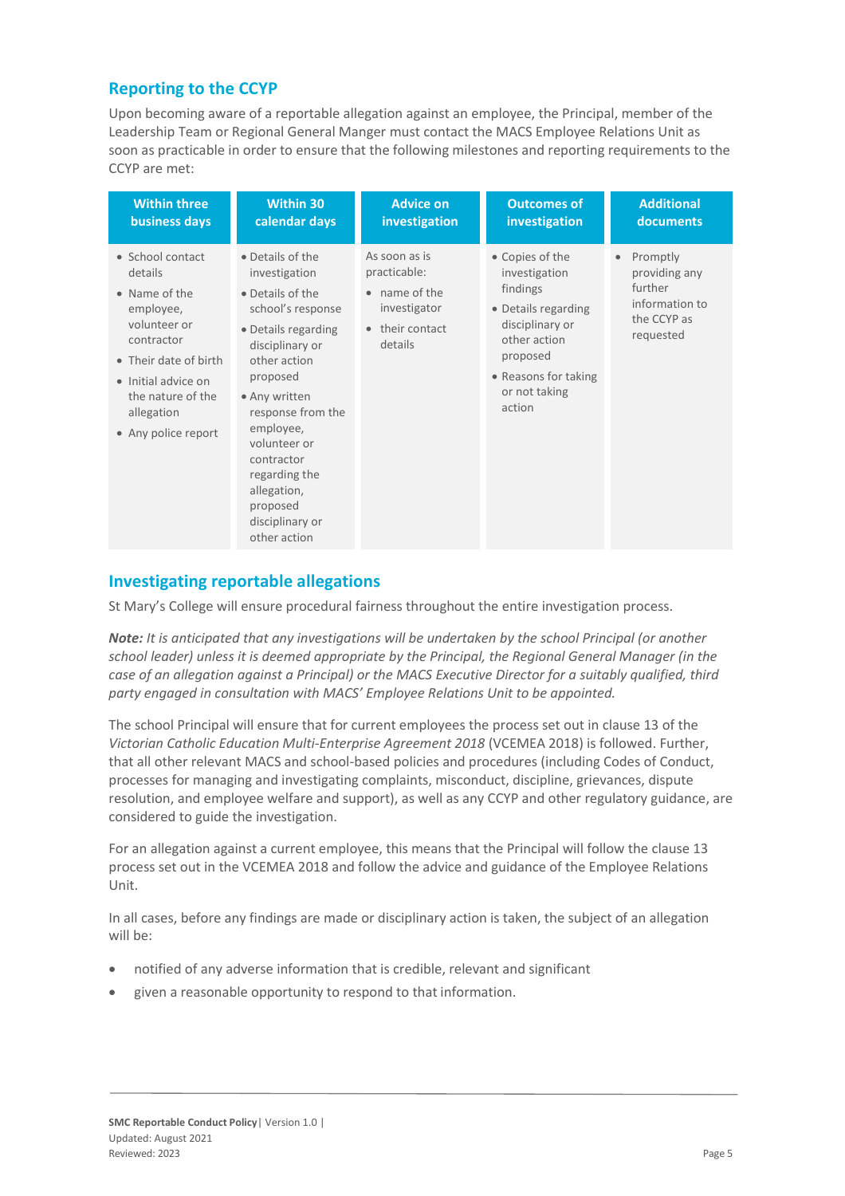## Reporting to the CCYP

Upon becoming aware of a reportable allegation against an employee, the Principal, member of the Leadership Team or Regional General Manger must contact the MACS Employee Relations Unit as soon as practicable in order to ensure that the following milestones and reporting requirements to the CCYP are met:

| Within three business days | Within 30 calendar days | Advice on investigation | Outcomes of investigation | Additional documents |
|---|---|---|---|---|
| • School contact details<br>• Name of the employee, volunteer or contractor<br>• Their date of birth<br>• Initial advice on the nature of the allegation<br>• Any police report | • Details of the investigation<br>• Details of the school's response<br>• Details regarding disciplinary or other action proposed<br>• Any written response from the employee, volunteer or contractor regarding the allegation, proposed disciplinary or other action | As soon as is practicable:<br>• name of the investigator<br>• their contact details | • Copies of the investigation findings<br>• Details regarding disciplinary or other action proposed<br>• Reasons for taking or not taking action | • Promptly providing any further information to the CCYP as requested |

## Investigating reportable allegations

St Mary's College will ensure procedural fairness throughout the entire investigation process.

***Note:*** *It is anticipated that any investigations will be undertaken by the school Principal (or another school leader) unless it is deemed appropriate by the Principal, the Regional General Manager (in the case of an allegation against a Principal) or the MACS Executive Director for a suitably qualified, third party engaged in consultation with MACS' Employee Relations Unit to be appointed.*

The school Principal will ensure that for current employees the process set out in clause 13 of the *Victorian Catholic Education Multi-Enterprise Agreement 2018* (VCEMEA 2018) is followed. Further, that all other relevant MACS and school-based policies and procedures (including Codes of Conduct, processes for managing and investigating complaints, misconduct, discipline, grievances, dispute resolution, and employee welfare and support), as well as any CCYP and other regulatory guidance, are considered to guide the investigation.

For an allegation against a current employee, this means that the Principal will follow the clause 13 process set out in the VCEMEA 2018 and follow the advice and guidance of the Employee Relations Unit.

In all cases, before any findings are made or disciplinary action is taken, the subject of an allegation will be:

- notified of any adverse information that is credible, relevant and significant
- given a reasonable opportunity to respond to that information.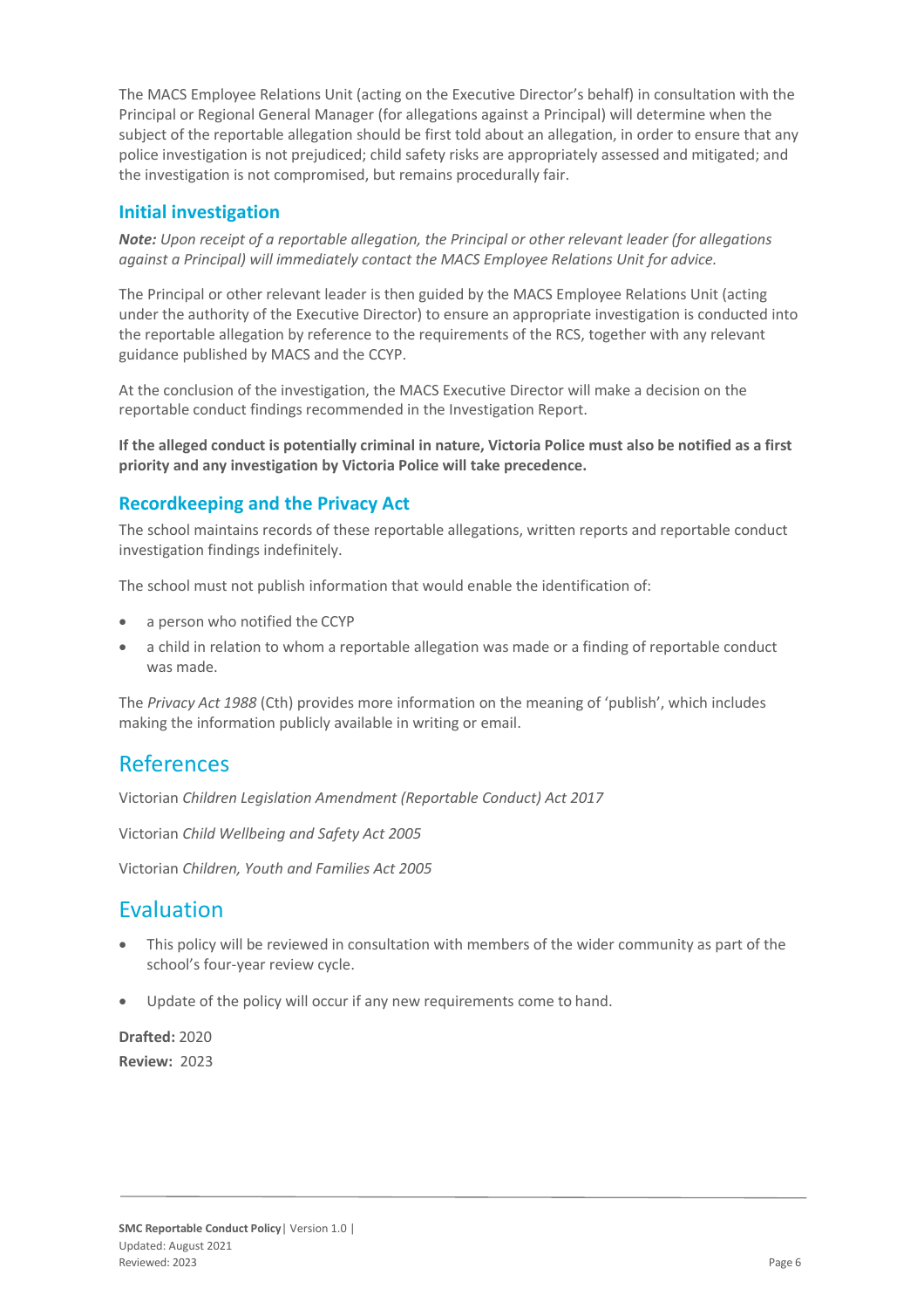The MACS Employee Relations Unit (acting on the Executive Director's behalf) in consultation with the Principal or Regional General Manager (for allegations against a Principal) will determine when the subject of the reportable allegation should be first told about an allegation, in order to ensure that any police investigation is not prejudiced; child safety risks are appropriately assessed and mitigated; and the investigation is not compromised, but remains procedurally fair.

### Initial investigation

***Note:*** *Upon receipt of a reportable allegation, the Principal or other relevant leader (for allegations against a Principal) will immediately contact the MACS Employee Relations Unit for advice.*

The Principal or other relevant leader is then guided by the MACS Employee Relations Unit (acting under the authority of the Executive Director) to ensure an appropriate investigation is conducted into the reportable allegation by reference to the requirements of the RCS, together with any relevant guidance published by MACS and the CCYP.

At the conclusion of the investigation, the MACS Executive Director will make a decision on the reportable conduct findings recommended in the Investigation Report.

**If the alleged conduct is potentially criminal in nature, Victoria Police must also be notified as a first priority and any investigation by Victoria Police will take precedence.**

### Recordkeeping and the Privacy Act

The school maintains records of these reportable allegations, written reports and reportable conduct investigation findings indefinitely.

The school must not publish information that would enable the identification of:

- a person who notified the CCYP
- a child in relation to whom a reportable allegation was made or a finding of reportable conduct was made.

The *Privacy Act 1988* (Cth) provides more information on the meaning of 'publish', which includes making the information publicly available in writing or email.

## References

Victorian *Children Legislation Amendment (Reportable Conduct) Act 2017*

Victorian *Child Wellbeing and Safety Act 2005*

Victorian *Children, Youth and Families Act 2005*

## Evaluation

- This policy will be reviewed in consultation with members of the wider community as part of the school's four-year review cycle.
- Update of the policy will occur if any new requirements come to hand.

**Drafted:** 2020
**Review:** 2023